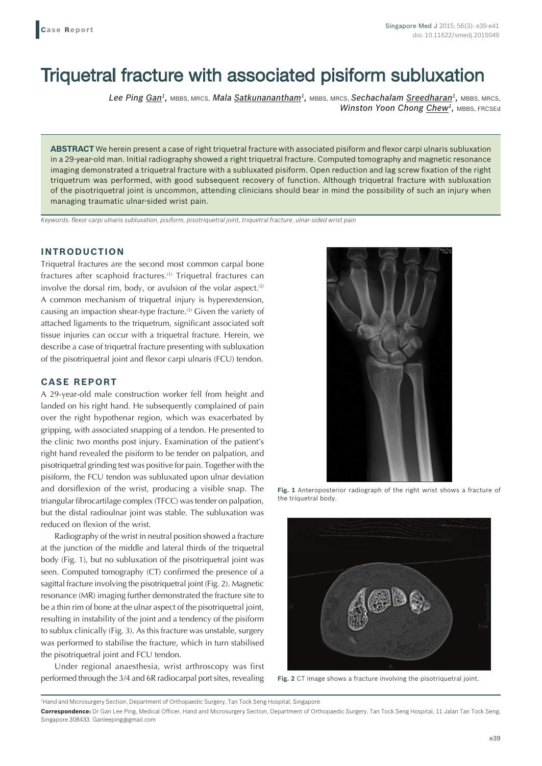Case Report

# Triquetral fracture with associated pisiform subluxation

*Lee Ping Gan[1], MBBS, MRCS, Mala Satkunanantham[1], MBBS, MRCS, Sechachalam Sreedharan[1], MBBS, MRCS, Winston Yoon Chong Chew[1], MBBS, FRCSEd*

**ABSTRACT** We herein present a case of right triquetral fracture with associated pisiform and flexor carpi ulnaris subluxation in a 29-year-old man. Initial radiography showed a right triquetral fracture. Computed tomography and magnetic resonance imaging demonstrated a triquetral fracture with a subluxated pisiform. Open reduction and lag screw fixation of the right triquetrum was performed, with good subsequent recovery of function. Although triquetral fracture with subluxation of the pisotriquetral joint is uncommon, attending clinicians should bear in mind the possibility of such an injury when managing traumatic ulnar-sided wrist pain.

*Keywords: flexor carpi ulnaris subluxation, pisiform, pisotriquetral joint, triquetral fracture, ulnar-sided wrist pain*

## INTRODUCTION

Triquetral fractures are the second most common carpal bone fractures after scaphoid fractures.[1] Triquetral fractures can involve the dorsal rim, body, or avulsion of the volar aspect.[2] A common mechanism of triquetral injury is hyperextension, causing an impaction shear-type fracture.[3] Given the variety of attached ligaments to the triquetrum, significant associated soft tissue injuries can occur with a triquetral fracture. Herein, we describe a case of triquetral fracture presenting with subluxation of the pisotriquetral joint and flexor carpi ulnaris (FCU) tendon.

## CASE REPORT

A 29-year-old male construction worker fell from height and landed on his right hand. He subsequently complained of pain over the right hypothenar region, which was exacerbated by gripping, with associated snapping of a tendon. He presented to the clinic two months post injury. Examination of the patient's right hand revealed the pisiform to be tender on palpation, and pisotriquetral grinding test was positive for pain. Together with the pisiform, the FCU tendon was subluxated upon ulnar deviation and dorsiflexion of the wrist, producing a visible snap. The triangular fibrocartilage complex (TFCC) was tender on palpation, but the distal radioulnar joint was stable. The subluxation was reduced on flexion of the wrist.

Radiography of the wrist in neutral position showed a fracture at the junction of the middle and lateral thirds of the triquetral body (Fig. 1), but no subluxation of the pisotriquetral joint was seen. Computed tomography (CT) confirmed the presence of a sagittal fracture involving the pisotriquetral joint (Fig. 2). Magnetic resonance (MR) imaging further demonstrated the fracture site to be a thin rim of bone at the ulnar aspect of the pisotriquetral joint, resulting in instability of the joint and a tendency of the pisiform to sublux clinically (Fig. 3). As this fracture was unstable, surgery was performed to stabilise the fracture, which in turn stabilised the pisotriquetral joint and FCU tendon.

Under regional anaesthesia, wrist arthroscopy was first performed through the 3/4 and 6R radiocarpal port sites, revealing

**Fig. 1** Anteroposterior radiograph of the right wrist shows a fracture of the triquetral body.

**Fig. 2** CT image shows a fracture involving the pisotriquetral joint.

[1]Hand and Microsurgery Section, Department of Orthopaedic Surgery, Tan Tock Seng Hospital, Singapore

**Correspondence:** Dr Gan Lee Ping, Medical Officer, Hand and Microsurgery Section, Department of Orthopaedic Surgery, Tan Tock Seng Hospital, 11 Jalan Tan Tock Seng, Singapore 308433. Ganleeping@gmail.com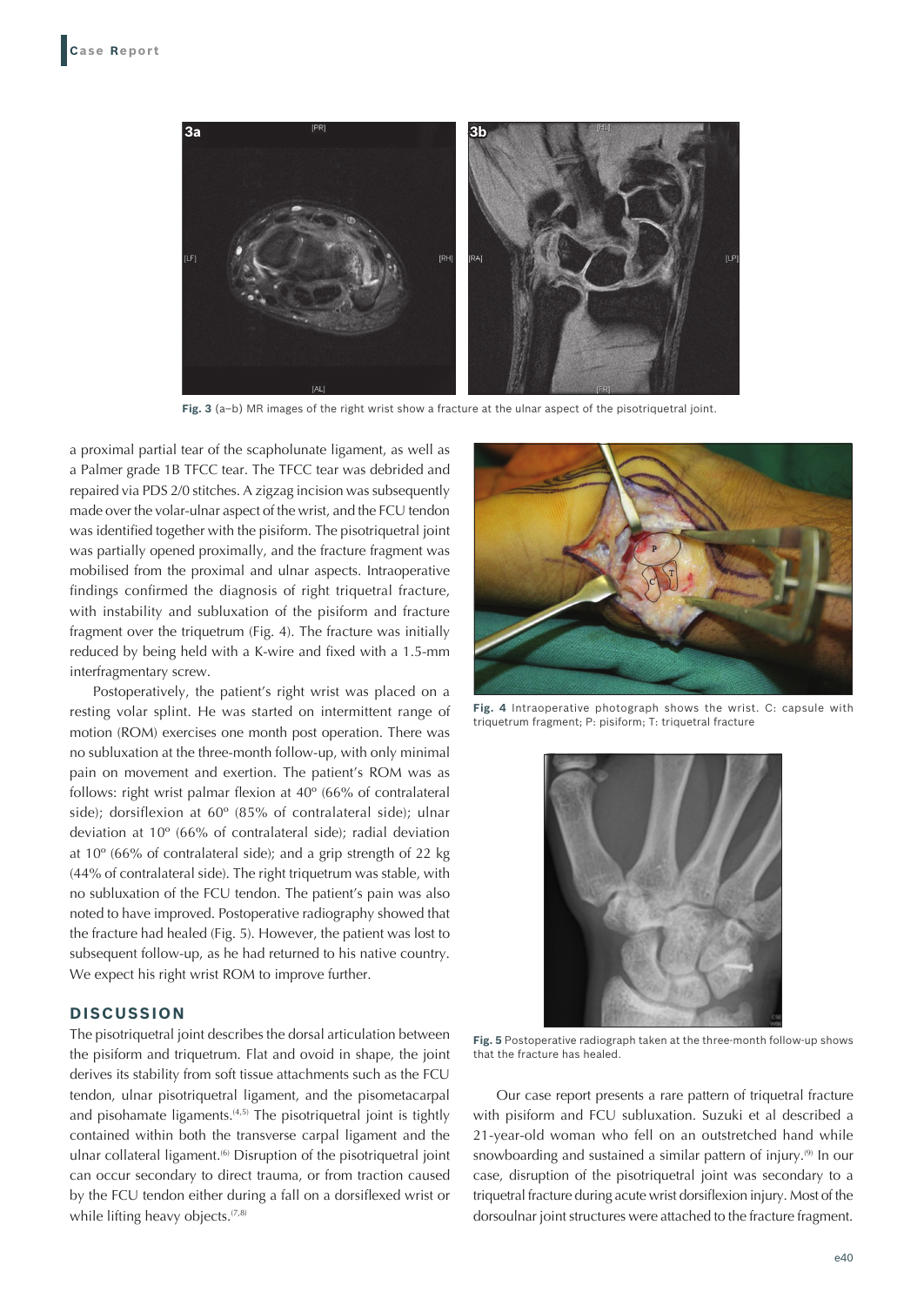Fig. 3 (a–b) MR images of the right wrist show a fracture at the ulnar aspect of the pisotriquetral joint.

a proximal partial tear of the scapholunate ligament, as well as a Palmer grade 1B TFCC tear. The TFCC tear was debrided and repaired via PDS 2/0 stitches. A zigzag incision was subsequently made over the volar-ulnar aspect of the wrist, and the FCU tendon was identified together with the pisiform. The pisotriquetral joint was partially opened proximally, and the fracture fragment was mobilised from the proximal and ulnar aspects. Intraoperative findings confirmed the diagnosis of right triquetral fracture, with instability and subluxation of the pisiform and fracture fragment over the triquetrum (Fig. 4). The fracture was initially reduced by being held with a K-wire and fixed with a 1.5-mm interfragmentary screw.

Postoperatively, the patient's right wrist was placed on a resting volar splint. He was started on intermittent range of motion (ROM) exercises one month post operation. There was no subluxation at the three-month follow-up, with only minimal pain on movement and exertion. The patient's ROM was as follows: right wrist palmar flexion at 40º (66% of contralateral side); dorsiflexion at 60º (85% of contralateral side); ulnar deviation at 10º (66% of contralateral side); radial deviation at 10º (66% of contralateral side); and a grip strength of 22 kg (44% of contralateral side). The right triquetrum was stable, with no subluxation of the FCU tendon. The patient's pain was also noted to have improved. Postoperative radiography showed that the fracture had healed (Fig. 5). However, the patient was lost to subsequent follow-up, as he had returned to his native country. We expect his right wrist ROM to improve further.

Fig. 4 Intraoperative photograph shows the wrist. C: capsule with triquetrum fragment; P: pisiform; T: triquetral fracture

Fig. 5 Postoperative radiograph taken at the three-month follow-up shows that the fracture has healed.

## DISCUSSION

The pisotriquetral joint describes the dorsal articulation between the pisiform and triquetrum. Flat and ovoid in shape, the joint derives its stability from soft tissue attachments such as the FCU tendon, ulnar pisotriquetral ligament, and the pisometacarpal and pisohamate ligaments.[4,5] The pisotriquetral joint is tightly contained within both the transverse carpal ligament and the ulnar collateral ligament.[6] Disruption of the pisotriquetral joint can occur secondary to direct trauma, or from traction caused by the FCU tendon either during a fall on a dorsiflexed wrist or while lifting heavy objects.[7,8]

Our case report presents a rare pattern of triquetral fracture with pisiform and FCU subluxation. Suzuki et al described a 21-year-old woman who fell on an outstretched hand while snowboarding and sustained a similar pattern of injury.[9] In our case, disruption of the pisotriquetral joint was secondary to a triquetral fracture during acute wrist dorsiflexion injury. Most of the dorsoulnar joint structures were attached to the fracture fragment.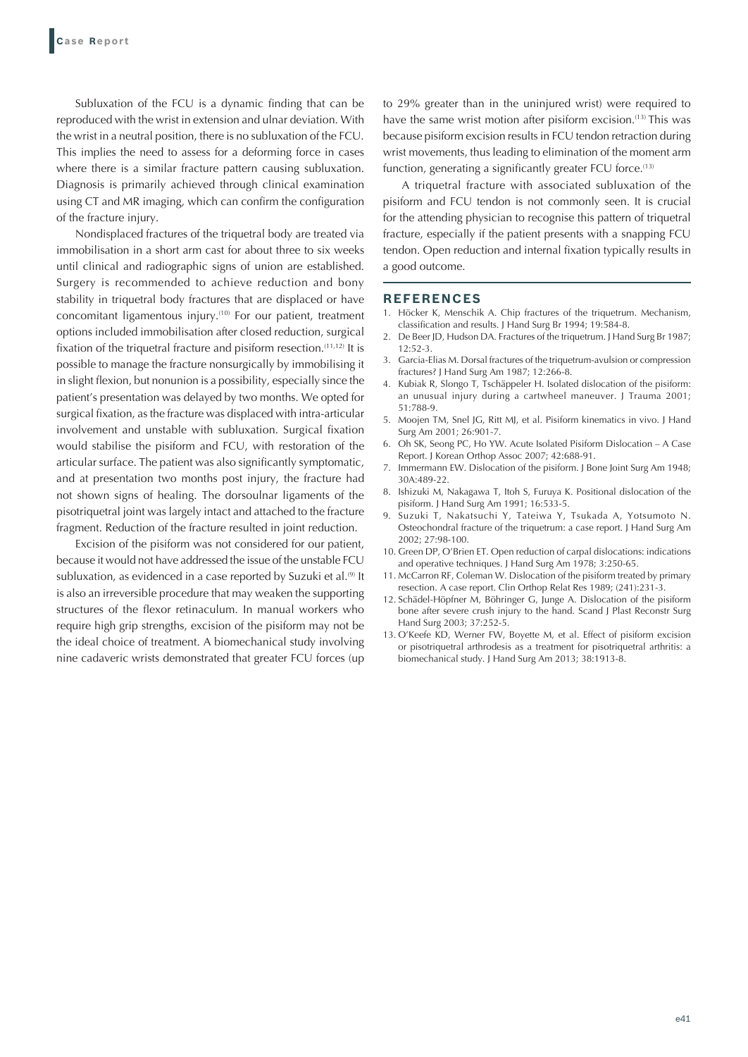Subluxation of the FCU is a dynamic finding that can be reproduced with the wrist in extension and ulnar deviation. With the wrist in a neutral position, there is no subluxation of the FCU. This implies the need to assess for a deforming force in cases where there is a similar fracture pattern causing subluxation. Diagnosis is primarily achieved through clinical examination using CT and MR imaging, which can confirm the configuration of the fracture injury.

Nondisplaced fractures of the triquetral body are treated via immobilisation in a short arm cast for about three to six weeks until clinical and radiographic signs of union are established. Surgery is recommended to achieve reduction and bony stability in triquetral body fractures that are displaced or have concomitant ligamentous injury.[10] For our patient, treatment options included immobilisation after closed reduction, surgical fixation of the triquetral fracture and pisiform resection.[11,12] It is possible to manage the fracture nonsurgically by immobilising it in slight flexion, but nonunion is a possibility, especially since the patient's presentation was delayed by two months. We opted for surgical fixation, as the fracture was displaced with intra-articular involvement and unstable with subluxation. Surgical fixation would stabilise the pisiform and FCU, with restoration of the articular surface. The patient was also significantly symptomatic, and at presentation two months post injury, the fracture had not shown signs of healing. The dorsoulnar ligaments of the pisotriquetral joint was largely intact and attached to the fracture fragment. Reduction of the fracture resulted in joint reduction.

Excision of the pisiform was not considered for our patient, because it would not have addressed the issue of the unstable FCU subluxation, as evidenced in a case reported by Suzuki et al.[9] It is also an irreversible procedure that may weaken the supporting structures of the flexor retinaculum. In manual workers who require high grip strengths, excision of the pisiform may not be the ideal choice of treatment. A biomechanical study involving nine cadaveric wrists demonstrated that greater FCU forces (up to 29% greater than in the uninjured wrist) were required to have the same wrist motion after pisiform excision.[13] This was because pisiform excision results in FCU tendon retraction during wrist movements, thus leading to elimination of the moment arm function, generating a significantly greater FCU force.[13]

A triquetral fracture with associated subluxation of the pisiform and FCU tendon is not commonly seen. It is crucial for the attending physician to recognise this pattern of triquetral fracture, especially if the patient presents with a snapping FCU tendon. Open reduction and internal fixation typically results in a good outcome.

## REFERENCES

1. Höcker K, Menschik A. Chip fractures of the triquetrum. Mechanism, classification and results. J Hand Surg Br 1994; 19:584-8.
2. De Beer JD, Hudson DA. Fractures of the triquetrum. J Hand Surg Br 1987; 12:52-3.
3. Garcia-Elias M. Dorsal fractures of the triquetrum-avulsion or compression fractures? J Hand Surg Am 1987; 12:266-8.
4. Kubiak R, Slongo T, Tschäppeler H. Isolated dislocation of the pisiform: an unusual injury during a cartwheel maneuver. J Trauma 2001; 51:788-9.
5. Moojen TM, Snel JG, Ritt MJ, et al. Pisiform kinematics in vivo. J Hand Surg Am 2001; 26:901-7.
6. Oh SK, Seong PC, Ho YW. Acute Isolated Pisiform Dislocation – A Case Report. J Korean Orthop Assoc 2007; 42:688-91.
7. Immermann EW. Dislocation of the pisiform. J Bone Joint Surg Am 1948; 30A:489-22.
8. Ishizuki M, Nakagawa T, Itoh S, Furuya K. Positional dislocation of the pisiform. J Hand Surg Am 1991; 16:533-5.
9. Suzuki T, Nakatsuchi Y, Tateiwa Y, Tsukada A, Yotsumoto N. Osteochondral fracture of the triquetrum: a case report. J Hand Surg Am 2002; 27:98-100.
10. Green DP, O'Brien ET. Open reduction of carpal dislocations: indications and operative techniques. J Hand Surg Am 1978; 3:250-65.
11. McCarron RF, Coleman W. Dislocation of the pisiform treated by primary resection. A case report. Clin Orthop Relat Res 1989; (241):231-3.
12. Schädel-Höpfner M, Böhringer G, Junge A. Dislocation of the pisiform bone after severe crush injury to the hand. Scand J Plast Reconstr Surg Hand Surg 2003; 37:252-5.
13. O'Keefe KD, Werner FW, Boyette M, et al. Effect of pisiform excision or pisotriquetral arthrodesis as a treatment for pisotriquetral arthritis: a biomechanical study. J Hand Surg Am 2013; 38:1913-8.